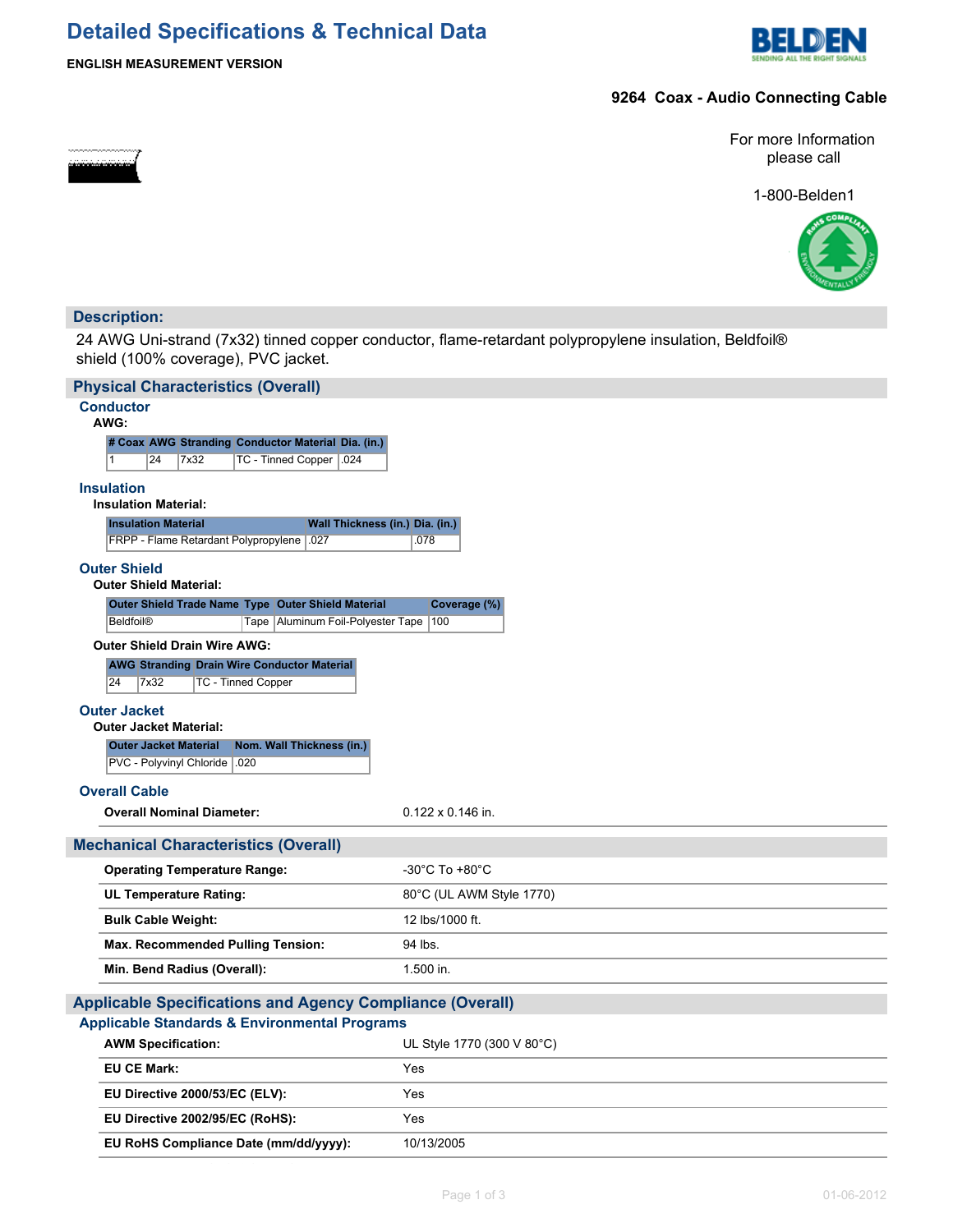# Detailed Specifications & Technical Data

**ENGLISH MEASUREMENT VERSION**

**9264 Coax - Audio Connecting Cable**

For more Information please call

1-800-Belden1

## Description:

24 AWG Uni-strand (7x32) tinned copper conductor, flame-retardant polypropylene insulation, Beldfoil® shield (100% coverage), PVC jacket.

## Physical Characteristics (Overall)

### Conductor

**AWG:**

| # Coax | AWG | Stranding | Conductor Material | Dia. (in.) |
|---|---|---|---|---|
| 1 | 24 | 7x32 | TC - Tinned Copper | .024 |

### Insulation

**Insulation Material:**

| Insulation Material | Wall Thickness (in.) | Dia. (in.) |
|---|---|---|
| FRPP - Flame Retardant Polypropylene | .027 | .078 |

### Outer Shield

**Outer Shield Material:**

| Outer Shield Trade Name | Type | Outer Shield Material | Coverage (%) |
|---|---|---|---|
| Beldfoil® | Tape | Aluminum Foil-Polyester Tape | 100 |

**Outer Shield Drain Wire AWG:**

| AWG | Stranding | Drain Wire Conductor Material |
|---|---|---|
| 24 | 7x32 | TC - Tinned Copper |

### Outer Jacket

**Outer Jacket Material:**

| Outer Jacket Material | Nom. Wall Thickness (in.) |
|---|---|
| PVC - Polyvinyl Chloride | .020 |

### Overall Cable

| | |
|---|---|
| **Overall Nominal Diameter:** | 0.122 x 0.146 in. |

## Mechanical Characteristics (Overall)

| | |
|---|---|
| **Operating Temperature Range:** | -30°C To +80°C |
| **UL Temperature Rating:** | 80°C (UL AWM Style 1770) |
| **Bulk Cable Weight:** | 12 lbs/1000 ft. |
| **Max. Recommended Pulling Tension:** | 94 lbs. |
| **Min. Bend Radius (Overall):** | 1.500 in. |

## Applicable Specifications and Agency Compliance (Overall)

### Applicable Standards & Environmental Programs

| | |
|---|---|
| **AWM Specification:** | UL Style 1770 (300 V 80°C) |
| **EU CE Mark:** | Yes |
| **EU Directive 2000/53/EC (ELV):** | Yes |
| **EU Directive 2002/95/EC (RoHS):** | Yes |
| **EU RoHS Compliance Date (mm/dd/yyyy):** | 10/13/2005 |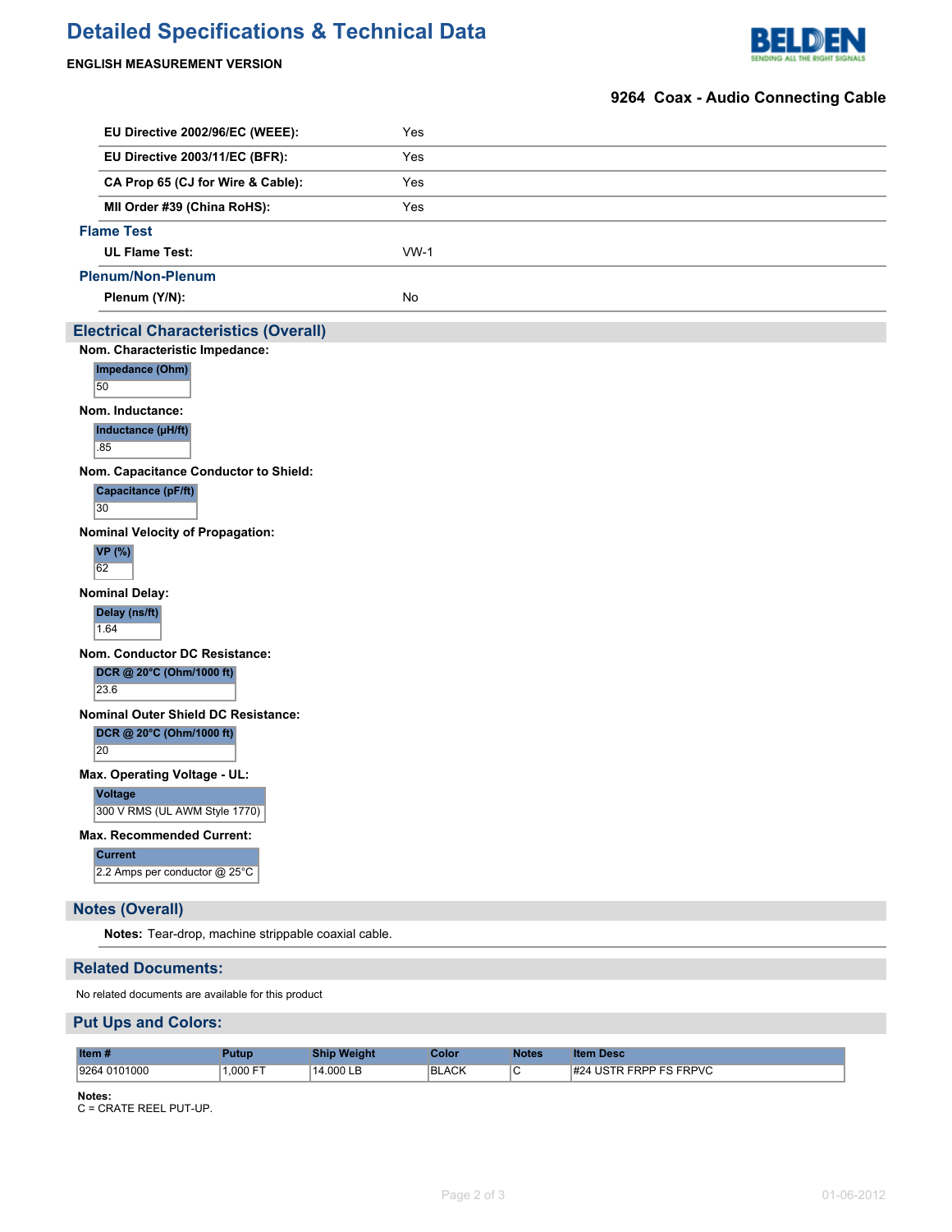# Detailed Specifications & Technical Data

**ENGLISH MEASUREMENT VERSION**

**9264 Coax - Audio Connecting Cable**

| | |
|---|---|
| **EU Directive 2002/96/EC (WEEE):** | Yes |
| **EU Directive 2003/11/EC (BFR):** | Yes |
| **CA Prop 65 (CJ for Wire & Cable):** | Yes |
| **MII Order #39 (China RoHS):** | Yes |

### Flame Test

| | |
|---|---|
| **UL Flame Test:** | VW-1 |

### Plenum/Non-Plenum

| | |
|---|---|
| **Plenum (Y/N):** | No |

## Electrical Characteristics (Overall)

**Nom. Characteristic Impedance:**

| Impedance (Ohm) |
|---|
| 50 |

**Nom. Inductance:**

| Inductance (µH/ft) |
|---|
| .85 |

**Nom. Capacitance Conductor to Shield:**

| Capacitance (pF/ft) |
|---|
| 30 |

**Nominal Velocity of Propagation:**

| VP (%) |
|---|
| 62 |

**Nominal Delay:**

| Delay (ns/ft) |
|---|
| 1.64 |

**Nom. Conductor DC Resistance:**

| DCR @ 20°C (Ohm/1000 ft) |
|---|
| 23.6 |

**Nominal Outer Shield DC Resistance:**

| DCR @ 20°C (Ohm/1000 ft) |
|---|
| 20 |

**Max. Operating Voltage - UL:**

| Voltage |
|---|
| 300 V RMS (UL AWM Style 1770) |

**Max. Recommended Current:**

| Current |
|---|
| 2.2 Amps per conductor @ 25°C |

## Notes (Overall)

**Notes:** Tear-drop, machine strippable coaxial cable.

## Related Documents:

No related documents are available for this product

## Put Ups and Colors:

| Item # | Putup | Ship Weight | Color | Notes | Item Desc |
|---|---|---|---|---|---|
| 9264 0101000 | 1,000 FT | 14.000 LB | BLACK | C | #24 USTR FRPP FS FRPVC |

**Notes:**
C = CRATE REEL PUT-UP.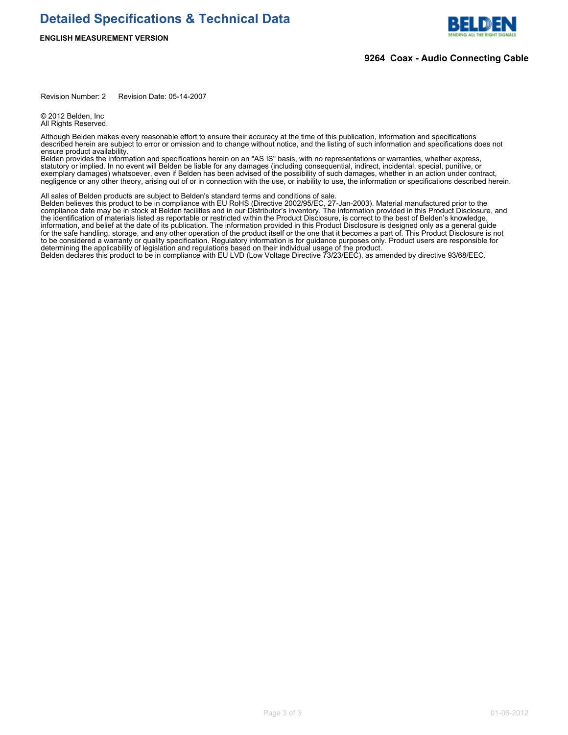# Detailed Specifications & Technical Data

**ENGLISH MEASUREMENT VERSION**

**9264 Coax - Audio Connecting Cable**

Revision Number: 2 Revision Date: 05-14-2007

© 2012 Belden, Inc
All Rights Reserved.

Although Belden makes every reasonable effort to ensure their accuracy at the time of this publication, information and specifications described herein are subject to error or omission and to change without notice, and the listing of such information and specifications does not ensure product availability.
Belden provides the information and specifications herein on an "AS IS" basis, with no representations or warranties, whether express, statutory or implied. In no event will Belden be liable for any damages (including consequential, indirect, incidental, special, punitive, or exemplary damages) whatsoever, even if Belden has been advised of the possibility of such damages, whether in an action under contract, negligence or any other theory, arising out of or in connection with the use, or inability to use, the information or specifications described herein.

All sales of Belden products are subject to Belden's standard terms and conditions of sale.
Belden believes this product to be in compliance with EU RoHS (Directive 2002/95/EC, 27-Jan-2003). Material manufactured prior to the compliance date may be in stock at Belden facilities and in our Distributor's inventory. The information provided in this Product Disclosure, and the identification of materials listed as reportable or restricted within the Product Disclosure, is correct to the best of Belden's knowledge, information, and belief at the date of its publication. The information provided in this Product Disclosure is designed only as a general guide for the safe handling, storage, and any other operation of the product itself or the one that it becomes a part of. This Product Disclosure is not to be considered a warranty or quality specification. Regulatory information is for guidance purposes only. Product users are responsible for determining the applicability of legislation and regulations based on their individual usage of the product.
Belden declares this product to be in compliance with EU LVD (Low Voltage Directive 73/23/EEC), as amended by directive 93/68/EEC.